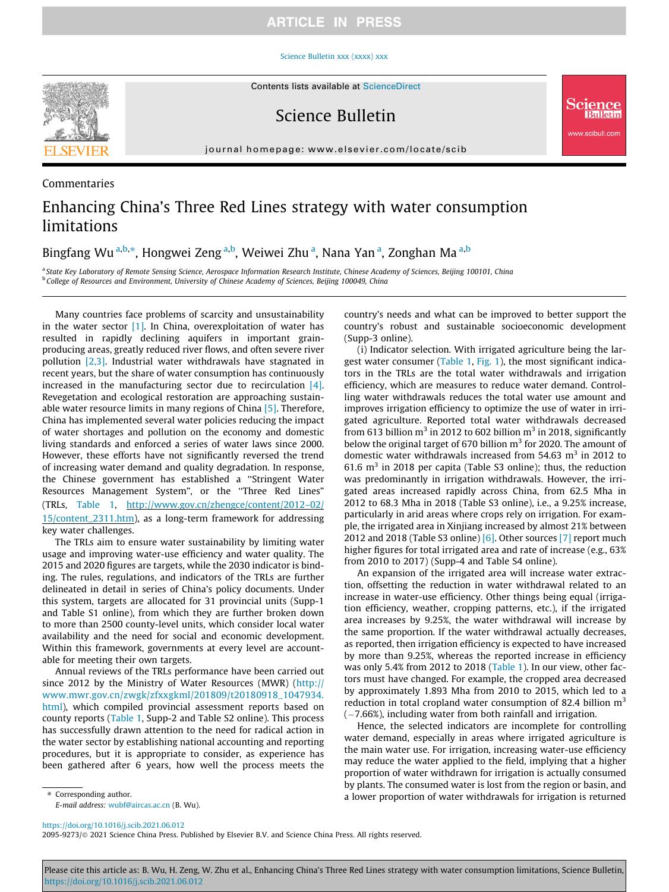Commentaries

# Enhancing China's Three Red Lines strategy with water consumption limitations

Bingfang Wu [a,b,*], Hongwei Zeng [a,b], Weiwei Zhu [a], Nana Yan [a], Zonghan Ma [a,b]

[a] State Key Laboratory of Remote Sensing Science, Aerospace Information Research Institute, Chinese Academy of Sciences, Beijing 100101, China
[b] College of Resources and Environment, University of Chinese Academy of Sciences, Beijing 100049, China

Many countries face problems of scarcity and unsustainability in the water sector [1]. In China, overexploitation of water has resulted in rapidly declining aquifers in important grain-producing areas, greatly reduced river flows, and often severe river pollution [2,3]. Industrial water withdrawals have stagnated in recent years, but the share of water consumption has continuously increased in the manufacturing sector due to recirculation [4]. Revegetation and ecological restoration are approaching sustainable water resource limits in many regions of China [5]. Therefore, China has implemented several water policies reducing the impact of water shortages and pollution on the economy and domestic living standards and enforced a series of water laws since 2000. However, these efforts have not significantly reversed the trend of increasing water demand and quality degradation. In response, the Chinese government has established a "Stringent Water Resources Management System", or the "Three Red Lines" (TRLs, Table 1, http://www.gov.cn/zhengce/content/2012–02/15/content_2311.htm), as a long-term framework for addressing key water challenges.

The TRLs aim to ensure water sustainability by limiting water usage and improving water-use efficiency and water quality. The 2015 and 2020 figures are targets, while the 2030 indicator is binding. The rules, regulations, and indicators of the TRLs are further delineated in detail in series of China's policy documents. Under this system, targets are allocated for 31 provincial units (Supp-1 and Table S1 online), from which they are further broken down to more than 2500 county-level units, which consider local water availability and the need for social and economic development. Within this framework, governments at every level are accountable for meeting their own targets.

Annual reviews of the TRLs performance have been carried out since 2012 by the Ministry of Water Resources (MWR) (http://www.mwr.gov.cn/zwgk/zfxxgkml/201809/t20180918_1047934.html), which compiled provincial assessment reports based on county reports (Table 1, Supp-2 and Table S2 online). This process has successfully drawn attention to the need for radical action in the water sector by establishing national accounting and reporting procedures, but it is appropriate to consider, as experience has been gathered after 6 years, how well the process meets the country's needs and what can be improved to better support the country's robust and sustainable socioeconomic development (Supp-3 online).

(i) Indicator selection. With irrigated agriculture being the largest water consumer (Table 1, Fig. 1), the most significant indicators in the TRLs are the total water withdrawals and irrigation efficiency, which are measures to reduce water demand. Controlling water withdrawals reduces the total water use amount and improves irrigation efficiency to optimize the use of water in irrigated agriculture. Reported total water withdrawals decreased from 613 billion $m^3$ in 2012 to 602 billion $m^3$ in 2018, significantly below the original target of 670 billion $m^3$ for 2020. The amount of domestic water withdrawals increased from 54.63 $m^3$ in 2012 to 61.6 $m^3$ in 2018 per capita (Table S3 online); thus, the reduction was predominantly in irrigation withdrawals. However, the irrigated areas increased rapidly across China, from 62.5 Mha in 2012 to 68.3 Mha in 2018 (Table S3 online), i.e., a 9.25% increase, particularly in arid areas where crops rely on irrigation. For example, the irrigated area in Xinjiang increased by almost 21% between 2012 and 2018 (Table S3 online) [6]. Other sources [7] report much higher figures for total irrigated area and rate of increase (e.g., 63% from 2010 to 2017) (Supp-4 and Table S4 online).

An expansion of the irrigated area will increase water extraction, offsetting the reduction in water withdrawal related to an increase in water-use efficiency. Other things being equal (irrigation efficiency, weather, cropping patterns, etc.), if the irrigated area increases by 9.25%, the water withdrawal will increase by the same proportion. If the water withdrawal actually decreases, as reported, then irrigation efficiency is expected to have increased by more than 9.25%, whereas the reported increase in efficiency was only 5.4% from 2012 to 2018 (Table 1). In our view, other factors must have changed. For example, the cropped area decreased by approximately 1.893 Mha from 2010 to 2015, which led to a reduction in total cropland water consumption of 82.4 billion $m^3$ (−7.66%), including water from both rainfall and irrigation.

Hence, the selected indicators are incomplete for controlling water demand, especially in areas where irrigated agriculture is the main water use. For irrigation, increasing water-use efficiency may reduce the water applied to the field, implying that a higher proportion of water withdrawn for irrigation is actually consumed by plants. The consumed water is lost from the region or basin, and a lower proportion of water withdrawals for irrigation is returned

* Corresponding author.
E-mail address: wubf@aircas.ac.cn (B. Wu).

https://doi.org/10.1016/j.scib.2021.06.012
2095-9273/© 2021 Science China Press. Published by Elsevier B.V. and Science China Press. All rights reserved.

Please cite this article as: B. Wu, H. Zeng, W. Zhu et al., Enhancing China's Three Red Lines strategy with water consumption limitations, Science Bulletin, https://doi.org/10.1016/j.scib.2021.06.012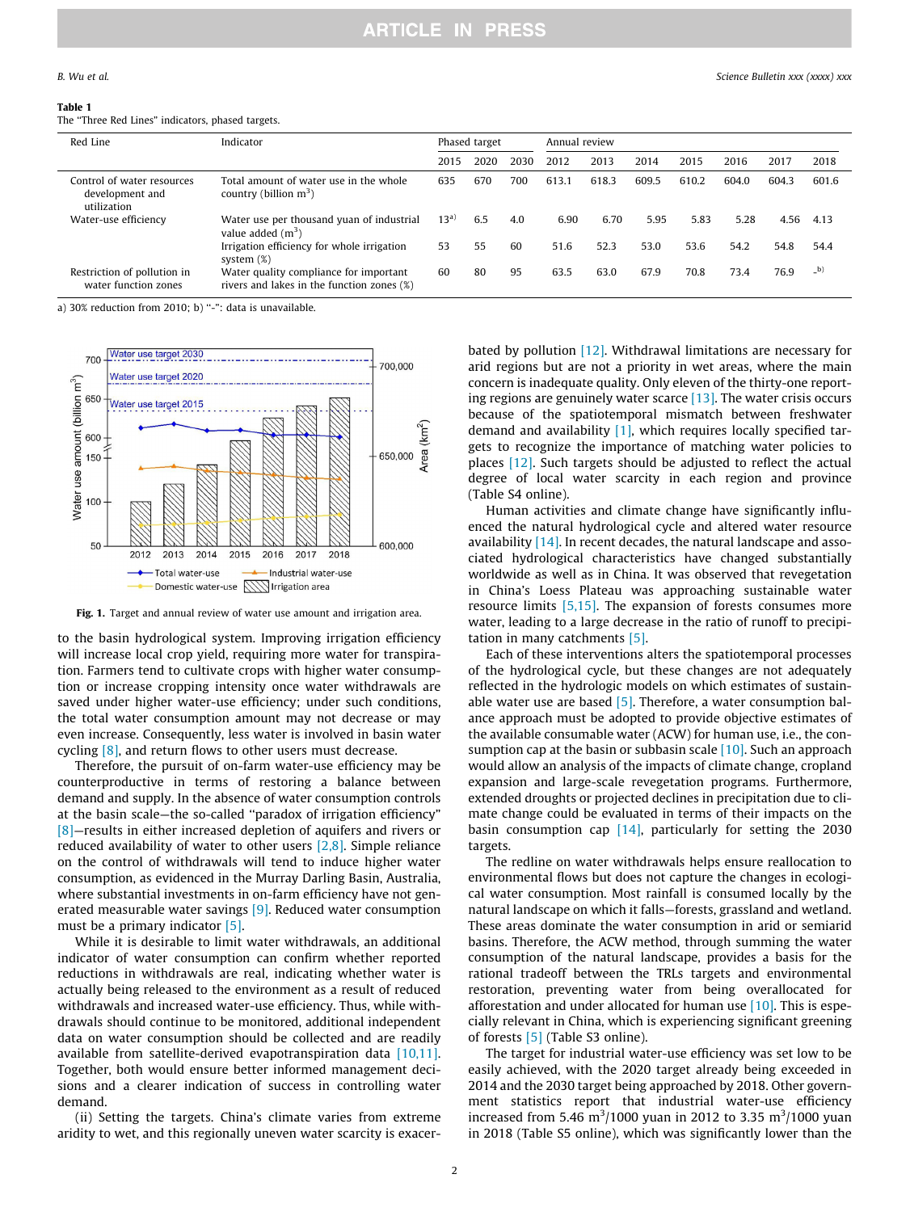**Table 1**
The "Three Red Lines" indicators, phased targets.

| Red Line | Indicator | Phased target | | | Annual review | | | | | | |
|---|---|---|---|---|---|---|---|---|---|---|---|
| | | 2015 | 2020 | 2030 | 2012 | 2013 | 2014 | 2015 | 2016 | 2017 | 2018 |
| Control of water resources development and utilization | Total amount of water use in the whole country (billion m$^3$) | 635 | 670 | 700 | 613.1 | 618.3 | 609.5 | 610.2 | 604.0 | 604.3 | 601.6 |
| Water-use efficiency | Water use per thousand yuan of industrial value added (m$^3$) | 13[a)] | 6.5 | 4.0 | 6.90 | 6.70 | 5.95 | 5.83 | 5.28 | 4.56 | 4.13 |
| | Irrigation efficiency for whole irrigation system (%) | 53 | 55 | 60 | 51.6 | 52.3 | 53.0 | 53.6 | 54.2 | 54.8 | 54.4 |
| Restriction of pollution in water function zones | Water quality compliance for important rivers and lakes in the function zones (%) | 60 | 80 | 95 | 63.5 | 63.0 | 67.9 | 70.8 | 73.4 | 76.9 | –[b)] |

a) 30% reduction from 2010; b) "-": data is unavailable.

**Fig. 1.** Target and annual review of water use amount and irrigation area.

to the basin hydrological system. Improving irrigation efficiency will increase local crop yield, requiring more water for transpiration. Farmers tend to cultivate crops with higher water consumption or increase cropping intensity once water withdrawals are saved under higher water-use efficiency; under such conditions, the total water consumption amount may not decrease or may even increase. Consequently, less water is involved in basin water cycling [8], and return flows to other users must decrease.

Therefore, the pursuit of on-farm water-use efficiency may be counterproductive in terms of restoring a balance between demand and supply. In the absence of water consumption controls at the basin scale—the so-called "paradox of irrigation efficiency" [8]—results in either increased depletion of aquifers and rivers or reduced availability of water to other users [2,8]. Simple reliance on the control of withdrawals will tend to induce higher water consumption, as evidenced in the Murray Darling Basin, Australia, where substantial investments in on-farm efficiency have not generated measurable water savings [9]. Reduced water consumption must be a primary indicator [5].

While it is desirable to limit water withdrawals, an additional indicator of water consumption can confirm whether reported reductions in withdrawals are real, indicating whether water is actually being released to the environment as a result of reduced withdrawals and increased water-use efficiency. Thus, while withdrawals should continue to be monitored, additional independent data on water consumption should be collected and are readily available from satellite-derived evapotranspiration data [10,11]. Together, both would ensure better informed management decisions and a clearer indication of success in controlling water demand.

(ii) Setting the targets. China's climate varies from extreme aridity to wet, and this regionally uneven water scarcity is exacerbated by pollution [12]. Withdrawal limitations are necessary for arid regions but are not a priority in wet areas, where the main concern is inadequate quality. Only eleven of the thirty-one reporting regions are genuinely water scarce [13]. The water crisis occurs because of the spatiotemporal mismatch between freshwater demand and availability [1], which requires locally specified targets to recognize the importance of matching water policies to places [12]. Such targets should be adjusted to reflect the actual degree of local water scarcity in each region and province (Table S4 online).

Human activities and climate change have significantly influenced the natural hydrological cycle and altered water resource availability [14]. In recent decades, the natural landscape and associated hydrological characteristics have changed substantially worldwide as well as in China. It was observed that revegetation in China's Loess Plateau was approaching sustainable water resource limits [5,15]. The expansion of forests consumes more water, leading to a large decrease in the ratio of runoff to precipitation in many catchments [5].

Each of these interventions alters the spatiotemporal processes of the hydrological cycle, but these changes are not adequately reflected in the hydrologic models on which estimates of sustainable water use are based [5]. Therefore, a water consumption balance approach must be adopted to provide objective estimates of the available consumable water (ACW) for human use, i.e., the consumption cap at the basin or subbasin scale [10]. Such an approach would allow an analysis of the impacts of climate change, cropland expansion and large-scale revegetation programs. Furthermore, extended droughts or projected declines in precipitation due to climate change could be evaluated in terms of their impacts on the basin consumption cap [14], particularly for setting the 2030 targets.

The redline on water withdrawals helps ensure reallocation to environmental flows but does not capture the changes in ecological water consumption. Most rainfall is consumed locally by the natural landscape on which it falls—forests, grassland and wetland. These areas dominate the water consumption in arid or semiarid basins. Therefore, the ACW method, through summing the water consumption of the natural landscape, provides a basis for the rational tradeoff between the TRLs targets and environmental restoration, preventing water from being overallocated for afforestation and under allocated for human use [10]. This is especially relevant in China, which is experiencing significant greening of forests [5] (Table S3 online).

The target for industrial water-use efficiency was set low to be easily achieved, with the 2020 target already being exceeded in 2014 and the 2030 target being approached by 2018. Other government statistics report that industrial water-use efficiency increased from 5.46 m$^3$/1000 yuan in 2012 to 3.35 m$^3$/1000 yuan in 2018 (Table S5 online), which was significantly lower than the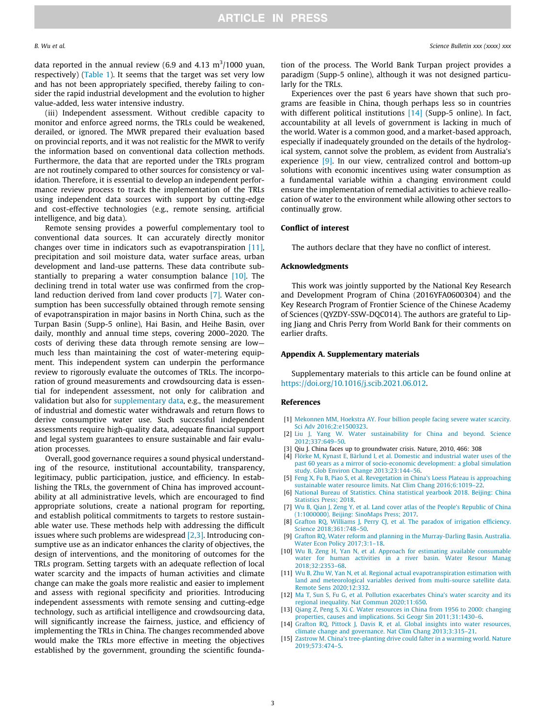data reported in the annual review (6.9 and 4.13 $m^3$/1000 yuan, respectively) (Table 1). It seems that the target was set very low and has not been appropriately specified, thereby failing to consider the rapid industrial development and the evolution to higher value-added, less water intensive industry.

(iii) Independent assessment. Without credible capacity to monitor and enforce agreed norms, the TRLs could be weakened, derailed, or ignored. The MWR prepared their evaluation based on provincial reports, and it was not realistic for the MWR to verify the information based on conventional data collection methods. Furthermore, the data that are reported under the TRLs program are not routinely compared to other sources for consistency or validation. Therefore, it is essential to develop an independent performance review process to track the implementation of the TRLs using independent data sources with support by cutting-edge and cost-effective technologies (e.g., remote sensing, artificial intelligence, and big data).

Remote sensing provides a powerful complementary tool to conventional data sources. It can accurately directly monitor changes over time in indicators such as evapotranspiration [11], precipitation and soil moisture data, water surface areas, urban development and land-use patterns. These data contribute substantially to preparing a water consumption balance [10]. The declining trend in total water use was confirmed from the cropland reduction derived from land cover products [7]. Water consumption has been successfully obtained through remote sensing of evapotranspiration in major basins in North China, such as the Turpan Basin (Supp-5 online), Hai Basin, and Heihe Basin, over daily, monthly and annual time steps, covering 2000–2020. The costs of deriving these data through remote sensing are low—much less than maintaining the cost of water-metering equipment. This independent system can underpin the performance review to rigorously evaluate the outcomes of TRLs. The incorporation of ground measurements and crowdsourcing data is essential for independent assessment, not only for calibration and validation but also for supplementary data, e.g., the measurement of industrial and domestic water withdrawals and return flows to derive consumptive water use. Such successful independent assessments require high-quality data, adequate financial support and legal system guarantees to ensure sustainable and fair evaluation processes.

Overall, good governance requires a sound physical understanding of the resource, institutional accountability, transparency, legitimacy, public participation, justice, and efficiency. In establishing the TRLs, the government of China has improved accountability at all administrative levels, which are encouraged to find appropriate solutions, create a national program for reporting, and establish political commitments to targets to restore sustainable water use. These methods help with addressing the difficult issues where such problems are widespread [2,3]. Introducing consumptive use as an indicator enhances the clarity of objectives, the design of interventions, and the monitoring of outcomes for the TRLs program. Setting targets with an adequate reflection of local water scarcity and the impacts of human activities and climate change can make the goals more realistic and easier to implement and assess with regional specificity and priorities. Introducing independent assessments with remote sensing and cutting-edge technology, such as artificial intelligence and crowdsourcing data, will significantly increase the fairness, justice, and efficiency of implementing the TRLs in China. The changes recommended above would make the TRLs more effective in meeting the objectives established by the government, grounding the scientific foundation of the process. The World Bank Turpan project provides a paradigm (Supp-5 online), although it was not designed particularly for the TRLs.

Experiences over the past 6 years have shown that such programs are feasible in China, though perhaps less so in countries with different political institutions [14] (Supp-5 online). In fact, accountability at all levels of government is lacking in much of the world. Water is a common good, and a market-based approach, especially if inadequately grounded on the details of the hydrological system, cannot solve the problem, as evident from Australia's experience [9]. In our view, centralized control and bottom-up solutions with economic incentives using water consumption as a fundamental variable within a changing environment could ensure the implementation of remedial activities to achieve reallocation of water to the environment while allowing other sectors to continually grow.

## Conflict of interest

The authors declare that they have no conflict of interest.

## Acknowledgments

This work was jointly supported by the National Key Research and Development Program of China (2016YFA0600304) and the Key Research Program of Frontier Science of the Chinese Academy of Sciences (QYZDY-SSW-DQC014). The authors are grateful to Liping Jiang and Chris Perry from World Bank for their comments on earlier drafts.

## Appendix A. Supplementary materials

Supplementary materials to this article can be found online at https://doi.org/10.1016/j.scib.2021.06.012.

## References

[1] Mekonnen MM, Hoekstra AY. Four billion people facing severe water scarcity. Sci Adv 2016;2:e1500323.
[2] Liu J, Yang W. Water sustainability for China and beyond. Science 2012;337:649–50.
[3] Qiu J. China faces up to groundwater crisis. Nature, 2010, 466: 308
[4] Flörke M, Kynast E, Bärlund I, et al. Domestic and industrial water uses of the past 60 years as a mirror of socio-economic development: a global simulation study. Glob Environ Change 2013;23:144–56.
[5] Feng X, Fu B, Piao S, et al. Revegetation in China's Loess Plateau is approaching sustainable water resource limits. Nat Clim Chang 2016;6:1019–22.
[6] National Bureau of Statistics. China statistical yearbook 2018. Beijing: China Statistics Press; 2018.
[7] Wu B, Qian J, Zeng Y, et al. Land cover atlas of the People's Republic of China (1:1000000). Beijing: SinoMaps Press; 2017.
[8] Grafton RQ, Williams J, Perry CJ, et al. The paradox of irrigation efficiency. Science 2018;361:748–50.
[9] Grafton RQ. Water reform and planning in the Murray-Darling Basin. Australia. Water Econ Policy 2017;3:1–18.
[10] Wu B, Zeng H, Yan N, et al. Approach for estimating available consumable water for human activities in a river basin. Water Resour Manag 2018;32:2353–68.
[11] Wu B, Zhu W, Yan N, et al. Regional actual evapotranspiration estimation with land and meteorological variables derived from multi-source satellite data. Remote Sens 2020;12:332.
[12] Ma T, Sun S, Fu G, et al. Pollution exacerbates China's water scarcity and its regional inequality. Nat Commun 2020;11:650.
[13] Qiang Z, Peng S, Xi C. Water resources in China from 1956 to 2000: changing properties, causes and implications. Sci Geogr Sin 2011;31:1430–6.
[14] Grafton RQ, Pittock J, Davis R, et al. Global insights into water resources, climate change and governance. Nat Clim Chang 2013;3:315–21.
[15] Zastrow M. China's tree-planting drive could falter in a warming world. Nature 2019;573:474–5.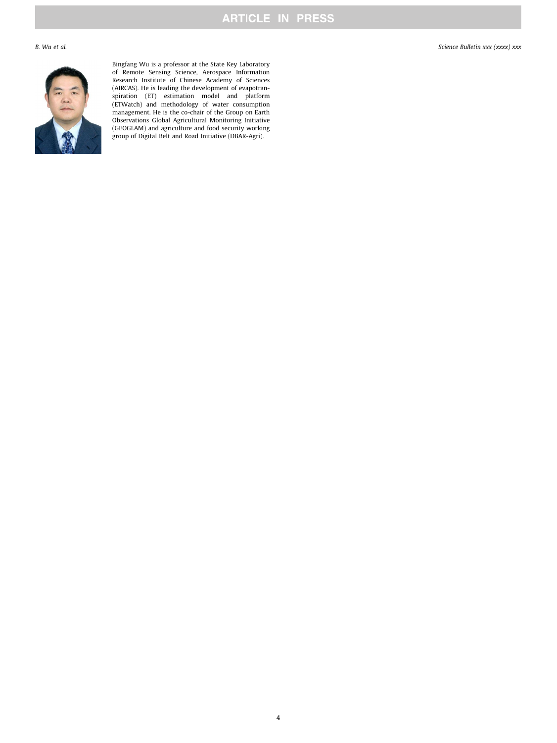Bingfang Wu is a professor at the State Key Laboratory of Remote Sensing Science, Aerospace Information Research Institute of Chinese Academy of Sciences (AIRCAS). He is leading the development of evapotranspiration (ET) estimation model and platform (ETWatch) and methodology of water consumption management. He is the co-chair of the Group on Earth Observations Global Agricultural Monitoring Initiative (GEOGLAM) and agriculture and food security working group of Digital Belt and Road Initiative (DBAR-Agri).